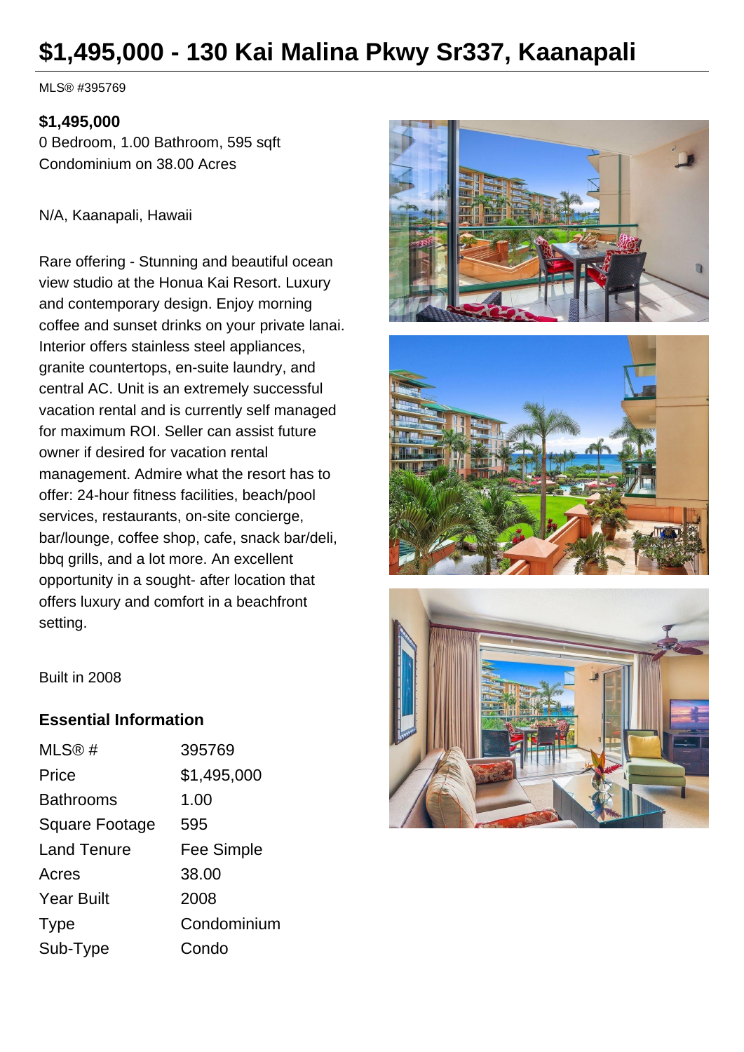# $1,495,000 - 130 Kai Malina Pkwy Sr337, Kaanapali

MLS® #395769

**$1,495,000**
0 Bedroom, 1.00 Bathroom, 595 sqft
Condominium on 38.00 Acres

N/A, Kaanapali, Hawaii

Rare offering - Stunning and beautiful ocean view studio at the Honua Kai Resort. Luxury and contemporary design. Enjoy morning coffee and sunset drinks on your private lanai. Interior offers stainless steel appliances, granite countertops, en-suite laundry, and central AC. Unit is an extremely successful vacation rental and is currently self managed for maximum ROI. Seller can assist future owner if desired for vacation rental management. Admire what the resort has to offer: 24-hour fitness facilities, beach/pool services, restaurants, on-site concierge, bar/lounge, coffee shop, cafe, snack bar/deli, bbq grills, and a lot more. An excellent opportunity in a sought- after location that offers luxury and comfort in a beachfront setting.

Built in 2008

## Essential Information

| | |
|---|---|
| MLS® # | 395769 |
| Price | $1,495,000 |
| Bathrooms | 1.00 |
| Square Footage | 595 |
| Land Tenure | Fee Simple |
| Acres | 38.00 |
| Year Built | 2008 |
| Type | Condominium |
| Sub-Type | Condo |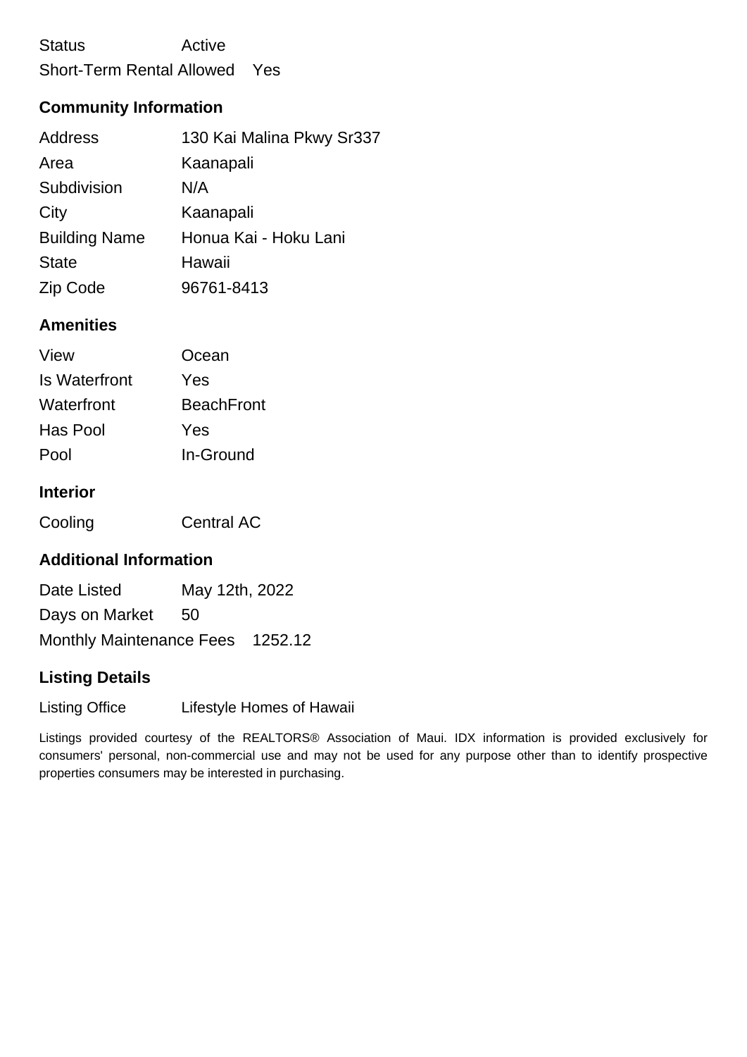| | |
|---|---|
| Status | Active |
| Short-Term Rental Allowed | Yes |

## Community Information

| | |
|---|---|
| Address | 130 Kai Malina Pkwy Sr337 |
| Area | Kaanapali |
| Subdivision | N/A |
| City | Kaanapali |
| Building Name | Honua Kai - Hoku Lani |
| State | Hawaii |
| Zip Code | 96761-8413 |

## Amenities

| | |
|---|---|
| View | Ocean |
| Is Waterfront | Yes |
| Waterfront | BeachFront |
| Has Pool | Yes |
| Pool | In-Ground |

## Interior

| | |
|---|---|
| Cooling | Central AC |

## Additional Information

| | |
|---|---|
| Date Listed | May 12th, 2022 |
| Days on Market | 50 |
| Monthly Maintenance Fees | 1252.12 |

## Listing Details

| | |
|---|---|
| Listing Office | Lifestyle Homes of Hawaii |

Listings provided courtesy of the REALTORS® Association of Maui. IDX information is provided exclusively for consumers' personal, non-commercial use and may not be used for any purpose other than to identify prospective properties consumers may be interested in purchasing.